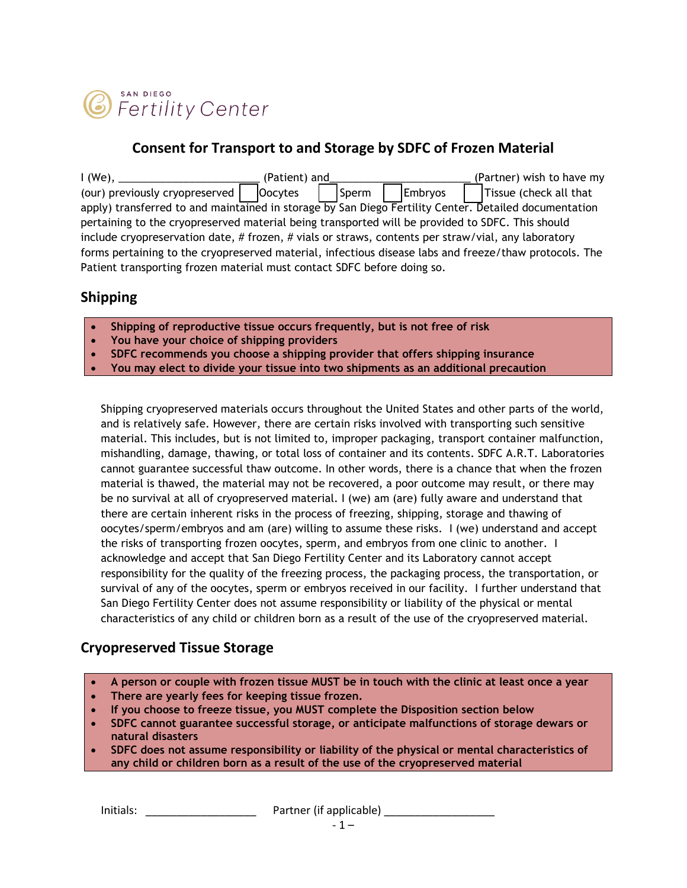SAN DIEGO Fertility Center

## Consent for Transport to and Storage by SDFC of Frozen Material

I (We), _______________________ (Patient) and_______________________ (Partner) wish to have my (our) previously cryopreserved ☐ Oocytes ☐ Sperm ☐ Embryos ☐ Tissue (check all that apply) transferred to and maintained in storage by San Diego Fertility Center. Detailed documentation pertaining to the cryopreserved material being transported will be provided to SDFC. This should include cryopreservation date, # frozen, # vials or straws, contents per straw/vial, any laboratory forms pertaining to the cryopreserved material, infectious disease labs and freeze/thaw protocols. The Patient transporting frozen material must contact SDFC before doing so.

## Shipping

- **Shipping of reproductive tissue occurs frequently, but is not free of risk**
- **You have your choice of shipping providers**
- **SDFC recommends you choose a shipping provider that offers shipping insurance**
- **You may elect to divide your tissue into two shipments as an additional precaution**

Shipping cryopreserved materials occurs throughout the United States and other parts of the world, and is relatively safe. However, there are certain risks involved with transporting such sensitive material. This includes, but is not limited to, improper packaging, transport container malfunction, mishandling, damage, thawing, or total loss of container and its contents. SDFC A.R.T. Laboratories cannot guarantee successful thaw outcome. In other words, there is a chance that when the frozen material is thawed, the material may not be recovered, a poor outcome may result, or there may be no survival at all of cryopreserved material. I (we) am (are) fully aware and understand that there are certain inherent risks in the process of freezing, shipping, storage and thawing of oocytes/sperm/embryos and am (are) willing to assume these risks. I (we) understand and accept the risks of transporting frozen oocytes, sperm, and embryos from one clinic to another. I acknowledge and accept that San Diego Fertility Center and its Laboratory cannot accept responsibility for the quality of the freezing process, the packaging process, the transportation, or survival of any of the oocytes, sperm or embryos received in our facility. I further understand that San Diego Fertility Center does not assume responsibility or liability of the physical or mental characteristics of any child or children born as a result of the use of the cryopreserved material.

## Cryopreserved Tissue Storage

- **A person or couple with frozen tissue MUST be in touch with the clinic at least once a year**
- **There are yearly fees for keeping tissue frozen.**
- **If you choose to freeze tissue, you MUST complete the Disposition section below**
- **SDFC cannot guarantee successful storage, or anticipate malfunctions of storage dewars or natural disasters**
- **SDFC does not assume responsibility or liability of the physical or mental characteristics of any child or children born as a result of the use of the cryopreserved material**

Initials: __________________ Partner (if applicable) __________________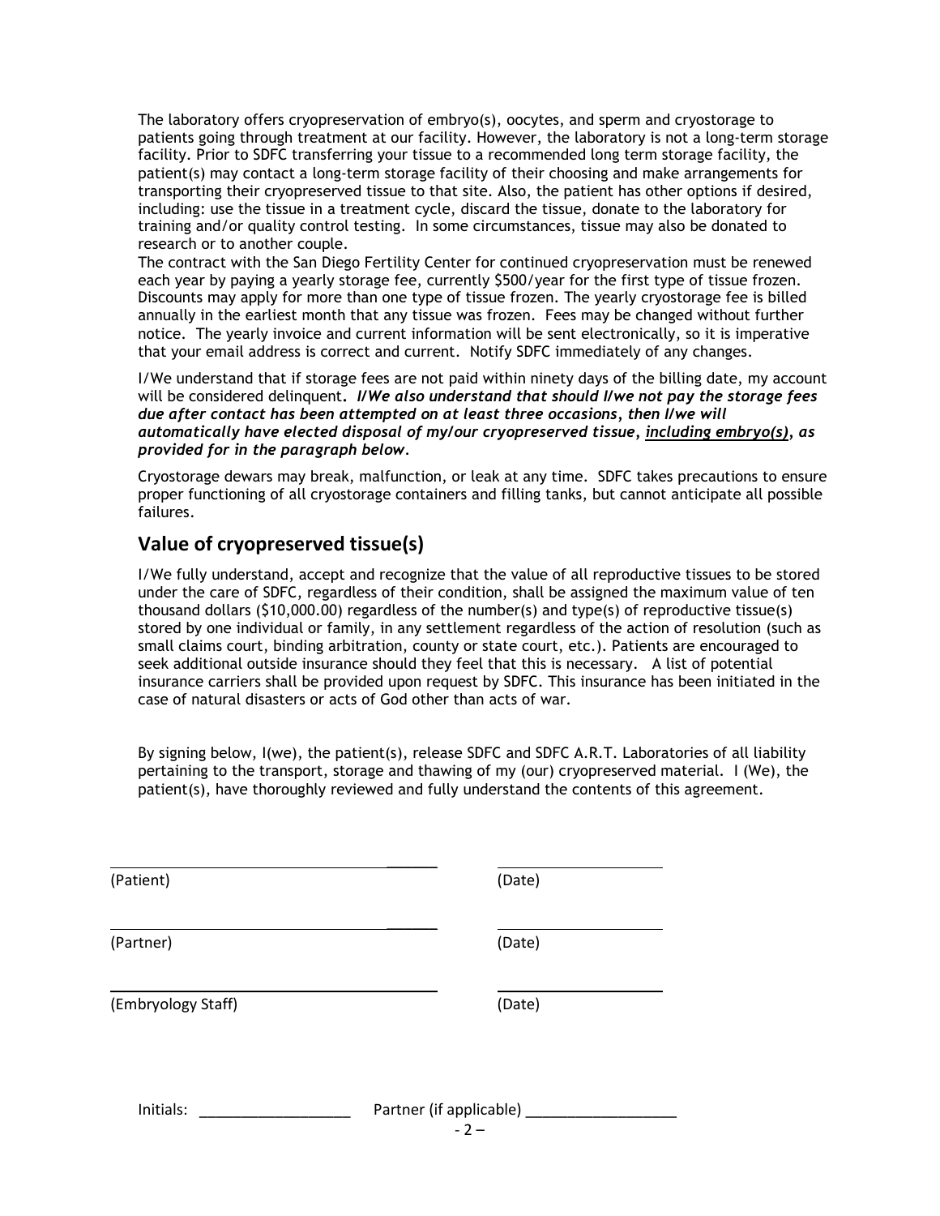The laboratory offers cryopreservation of embryo(s), oocytes, and sperm and cryostorage to patients going through treatment at our facility. However, the laboratory is not a long-term storage facility. Prior to SDFC transferring your tissue to a recommended long term storage facility, the patient(s) may contact a long-term storage facility of their choosing and make arrangements for transporting their cryopreserved tissue to that site. Also, the patient has other options if desired, including: use the tissue in a treatment cycle, discard the tissue, donate to the laboratory for training and/or quality control testing. In some circumstances, tissue may also be donated to research or to another couple.

The contract with the San Diego Fertility Center for continued cryopreservation must be renewed each year by paying a yearly storage fee, currently $500/year for the first type of tissue frozen. Discounts may apply for more than one type of tissue frozen. The yearly cryostorage fee is billed annually in the earliest month that any tissue was frozen. Fees may be changed without further notice. The yearly invoice and current information will be sent electronically, so it is imperative that your email address is correct and current. Notify SDFC immediately of any changes.

I/We understand that if storage fees are not paid within ninety days of the billing date, my account will be considered delinquent. ***I/We also understand that should I/we not pay the storage fees due after contact has been attempted on at least three occasions, then I/we will automatically have elected disposal of my/our cryopreserved tissue, <u>including embryo(s)</u>, as provided for in the paragraph below.***

Cryostorage dewars may break, malfunction, or leak at any time. SDFC takes precautions to ensure proper functioning of all cryostorage containers and filling tanks, but cannot anticipate all possible failures.

## Value of cryopreserved tissue(s)

I/We fully understand, accept and recognize that the value of all reproductive tissues to be stored under the care of SDFC, regardless of their condition, shall be assigned the maximum value of ten thousand dollars ($10,000.00) regardless of the number(s) and type(s) of reproductive tissue(s) stored by one individual or family, in any settlement regardless of the action of resolution (such as small claims court, binding arbitration, county or state court, etc.). Patients are encouraged to seek additional outside insurance should they feel that this is necessary. A list of potential insurance carriers shall be provided upon request by SDFC. This insurance has been initiated in the case of natural disasters or acts of God other than acts of war.

By signing below, I(we), the patient(s), release SDFC and SDFC A.R.T. Laboratories of all liability pertaining to the transport, storage and thawing of my (our) cryopreserved material. I (We), the patient(s), have thoroughly reviewed and fully understand the contents of this agreement.

______________________________ ______________________
(Patient) (Date)

______________________________ ______________________
(Partner) (Date)

______________________________ ______________________
(Embryology Staff) (Date)

Initials: __________________ Partner (if applicable) __________________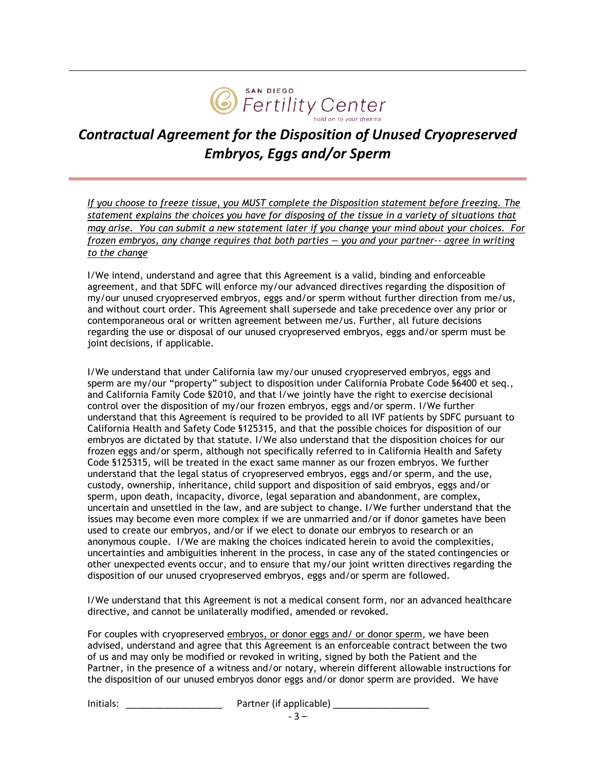SAN DIEGO Fertility Center
hold on to your dreams

# *Contractual Agreement for the Disposition of Unused Cryopreserved Embryos, Eggs and/or Sperm*

*If you choose to freeze tissue, you MUST complete the Disposition statement before freezing. The statement explains the choices you have for disposing of the tissue in a variety of situations that may arise. You can submit a new statement later if you change your mind about your choices. For frozen embryos, any change requires that both parties — you and your partner-- agree in writing to the change*

I/We intend, understand and agree that this Agreement is a valid, binding and enforceable agreement, and that SDFC will enforce my/our advanced directives regarding the disposition of my/our unused cryopreserved embryos, eggs and/or sperm without further direction from me/us, and without court order. This Agreement shall supersede and take precedence over any prior or contemporaneous oral or written agreement between me/us. Further, all future decisions regarding the use or disposal of our unused cryopreserved embryos, eggs and/or sperm must be joint decisions, if applicable.

I/We understand that under California law my/our unused cryopreserved embryos, eggs and sperm are my/our "property" subject to disposition under California Probate Code §6400 et seq., and California Family Code §2010, and that I/we jointly have the right to exercise decisional control over the disposition of my/our frozen embryos, eggs and/or sperm. I/We further understand that this Agreement is required to be provided to all IVF patients by SDFC pursuant to California Health and Safety Code §125315, and that the possible choices for disposition of our embryos are dictated by that statute. I/We also understand that the disposition choices for our frozen eggs and/or sperm, although not specifically referred to in California Health and Safety Code §125315, will be treated in the exact same manner as our frozen embryos. We further understand that the legal status of cryopreserved embryos, eggs and/or sperm, and the use, custody, ownership, inheritance, child support and disposition of said embryos, eggs and/or sperm, upon death, incapacity, divorce, legal separation and abandonment, are complex, uncertain and unsettled in the law, and are subject to change. I/We further understand that the issues may become even more complex if we are unmarried and/or if donor gametes have been used to create our embryos, and/or if we elect to donate our embryos to research or an anonymous couple. I/We are making the choices indicated herein to avoid the complexities, uncertainties and ambiguities inherent in the process, in case any of the stated contingencies or other unexpected events occur, and to ensure that my/our joint written directives regarding the disposition of our unused cryopreserved embryos, eggs and/or sperm are followed.

I/We understand that this Agreement is not a medical consent form, nor an advanced healthcare directive, and cannot be unilaterally modified, amended or revoked.

For couples with cryopreserved <u>embryos, or donor eggs and/ or donor sperm</u>, we have been advised, understand and agree that this Agreement is an enforceable contract between the two of us and may only be modified or revoked in writing, signed by both the Patient and the Partner, in the presence of a witness and/or notary, wherein different allowable instructions for the disposition of our unused embryos donor eggs and/or donor sperm are provided. We have

Initials: ___________________ Partner (if applicable) ___________________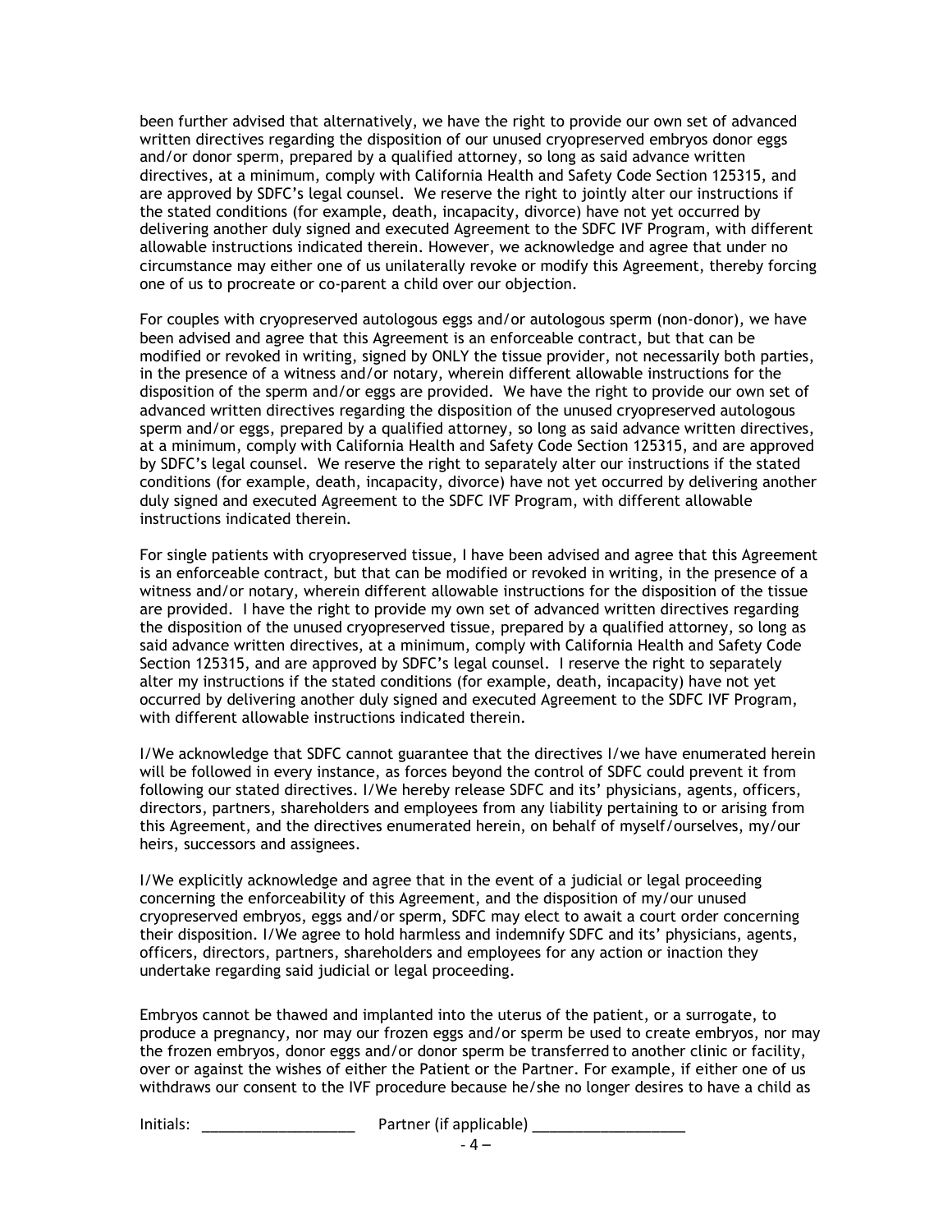been further advised that alternatively, we have the right to provide our own set of advanced written directives regarding the disposition of our unused cryopreserved embryos donor eggs and/or donor sperm, prepared by a qualified attorney, so long as said advance written directives, at a minimum, comply with California Health and Safety Code Section 125315, and are approved by SDFC's legal counsel. We reserve the right to jointly alter our instructions if the stated conditions (for example, death, incapacity, divorce) have not yet occurred by delivering another duly signed and executed Agreement to the SDFC IVF Program, with different allowable instructions indicated therein. However, we acknowledge and agree that under no circumstance may either one of us unilaterally revoke or modify this Agreement, thereby forcing one of us to procreate or co-parent a child over our objection.

For couples with cryopreserved autologous eggs and/or autologous sperm (non-donor), we have been advised and agree that this Agreement is an enforceable contract, but that can be modified or revoked in writing, signed by ONLY the tissue provider, not necessarily both parties, in the presence of a witness and/or notary, wherein different allowable instructions for the disposition of the sperm and/or eggs are provided. We have the right to provide our own set of advanced written directives regarding the disposition of the unused cryopreserved autologous sperm and/or eggs, prepared by a qualified attorney, so long as said advance written directives, at a minimum, comply with California Health and Safety Code Section 125315, and are approved by SDFC's legal counsel. We reserve the right to separately alter our instructions if the stated conditions (for example, death, incapacity, divorce) have not yet occurred by delivering another duly signed and executed Agreement to the SDFC IVF Program, with different allowable instructions indicated therein.

For single patients with cryopreserved tissue, I have been advised and agree that this Agreement is an enforceable contract, but that can be modified or revoked in writing, in the presence of a witness and/or notary, wherein different allowable instructions for the disposition of the tissue are provided. I have the right to provide my own set of advanced written directives regarding the disposition of the unused cryopreserved tissue, prepared by a qualified attorney, so long as said advance written directives, at a minimum, comply with California Health and Safety Code Section 125315, and are approved by SDFC's legal counsel. I reserve the right to separately alter my instructions if the stated conditions (for example, death, incapacity) have not yet occurred by delivering another duly signed and executed Agreement to the SDFC IVF Program, with different allowable instructions indicated therein.

I/We acknowledge that SDFC cannot guarantee that the directives I/we have enumerated herein will be followed in every instance, as forces beyond the control of SDFC could prevent it from following our stated directives. I/We hereby release SDFC and its' physicians, agents, officers, directors, partners, shareholders and employees from any liability pertaining to or arising from this Agreement, and the directives enumerated herein, on behalf of myself/ourselves, my/our heirs, successors and assignees.

I/We explicitly acknowledge and agree that in the event of a judicial or legal proceeding concerning the enforceability of this Agreement, and the disposition of my/our unused cryopreserved embryos, eggs and/or sperm, SDFC may elect to await a court order concerning their disposition. I/We agree to hold harmless and indemnify SDFC and its' physicians, agents, officers, directors, partners, shareholders and employees for any action or inaction they undertake regarding said judicial or legal proceeding.

Embryos cannot be thawed and implanted into the uterus of the patient, or a surrogate, to produce a pregnancy, nor may our frozen eggs and/or sperm be used to create embryos, nor may the frozen embryos, donor eggs and/or donor sperm be transferred to another clinic or facility, over or against the wishes of either the Patient or the Partner. For example, if either one of us withdraws our consent to the IVF procedure because he/she no longer desires to have a child as

Initials: ___________________ Partner (if applicable) ___________________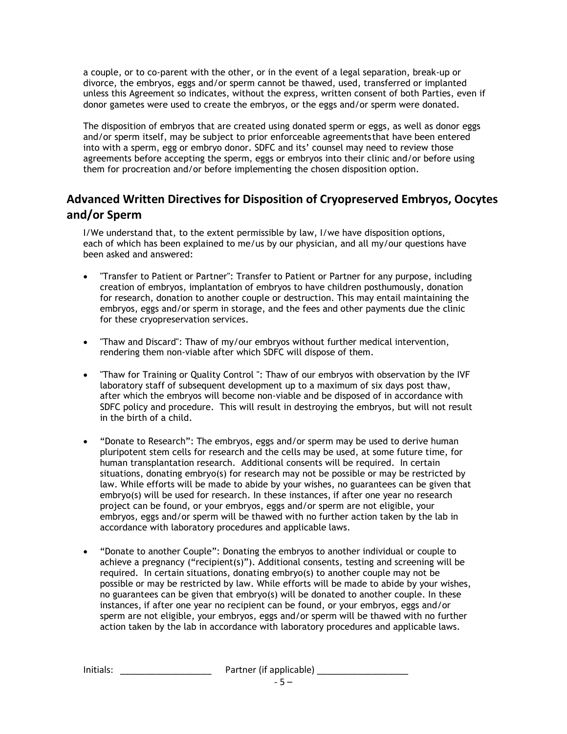a couple, or to co-parent with the other, or in the event of a legal separation, break-up or divorce, the embryos, eggs and/or sperm cannot be thawed, used, transferred or implanted unless this Agreement so indicates, without the express, written consent of both Parties, even if donor gametes were used to create the embryos, or the eggs and/or sperm were donated.

The disposition of embryos that are created using donated sperm or eggs, as well as donor eggs and/or sperm itself, may be subject to prior enforceable agreementsthat have been entered into with a sperm, egg or embryo donor. SDFC and its' counsel may need to review those agreements before accepting the sperm, eggs or embryos into their clinic and/or before using them for procreation and/or before implementing the chosen disposition option.

## Advanced Written Directives for Disposition of Cryopreserved Embryos, Oocytes and/or Sperm

I/We understand that, to the extent permissible by law, I/we have disposition options, each of which has been explained to me/us by our physician, and all my/our questions have been asked and answered:

- "Transfer to Patient or Partner": Transfer to Patient or Partner for any purpose, including creation of embryos, implantation of embryos to have children posthumously, donation for research, donation to another couple or destruction. This may entail maintaining the embryos, eggs and/or sperm in storage, and the fees and other payments due the clinic for these cryopreservation services.
- "Thaw and Discard": Thaw of my/our embryos without further medical intervention, rendering them non-viable after which SDFC will dispose of them.
- "Thaw for Training or Quality Control ": Thaw of our embryos with observation by the IVF laboratory staff of subsequent development up to a maximum of six days post thaw, after which the embryos will become non-viable and be disposed of in accordance with SDFC policy and procedure. This will result in destroying the embryos, but will not result in the birth of a child.
- "Donate to Research": The embryos, eggs and/or sperm may be used to derive human pluripotent stem cells for research and the cells may be used, at some future time, for human transplantation research. Additional consents will be required. In certain situations, donating embryo(s) for research may not be possible or may be restricted by law. While efforts will be made to abide by your wishes, no guarantees can be given that embryo(s) will be used for research. In these instances, if after one year no research project can be found, or your embryos, eggs and/or sperm are not eligible, your embryos, eggs and/or sperm will be thawed with no further action taken by the lab in accordance with laboratory procedures and applicable laws.
- "Donate to another Couple": Donating the embryos to another individual or couple to achieve a pregnancy ("recipient(s)"). Additional consents, testing and screening will be required. In certain situations, donating embryo(s) to another couple may not be possible or may be restricted by law. While efforts will be made to abide by your wishes, no guarantees can be given that embryo(s) will be donated to another couple. In these instances, if after one year no recipient can be found, or your embryos, eggs and/or sperm are not eligible, your embryos, eggs and/or sperm will be thawed with no further action taken by the lab in accordance with laboratory procedures and applicable laws.

Initials: ___________________ Partner (if applicable) ___________________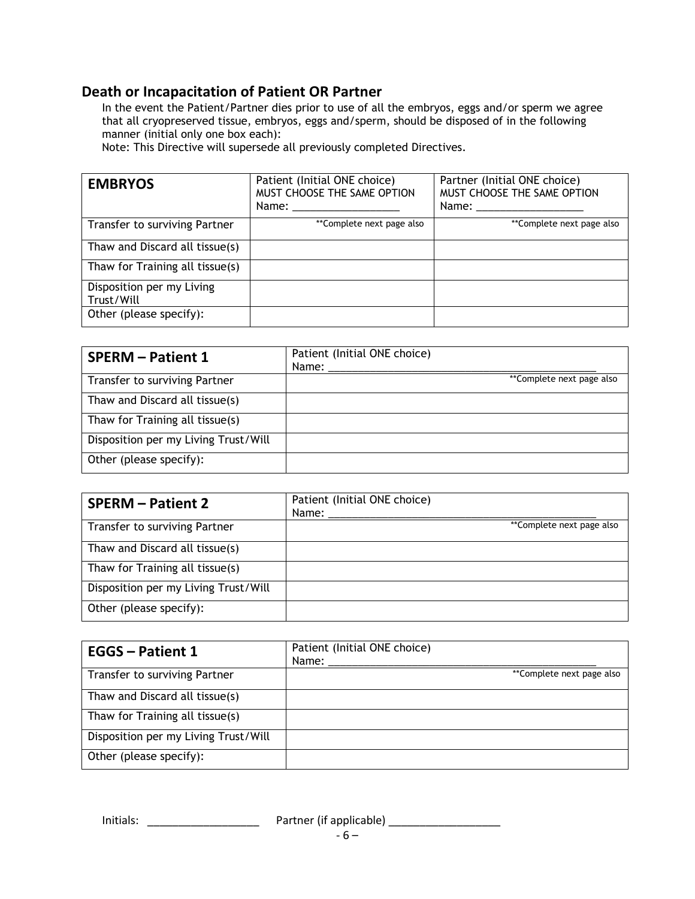## Death or Incapacitation of Patient OR Partner

In the event the Patient/Partner dies prior to use of all the embryos, eggs and/or sperm we agree that all cryopreserved tissue, embryos, eggs and/sperm, should be disposed of in the following manner (initial only one box each):

Note: This Directive will supersede all previously completed Directives.

| **EMBRYOS** | Patient (Initial ONE choice) MUST CHOOSE THE SAME OPTION Name: ___________________ | Partner (Initial ONE choice) MUST CHOOSE THE SAME OPTION Name: ___________________ |
|---|---|---|
| Transfer to surviving Partner | **Complete next page also | **Complete next page also |
| Thaw and Discard all tissue(s) | | |
| Thaw for Training all tissue(s) | | |
| Disposition per my Living Trust/Will | | |
| Other (please specify): | | |

| **SPERM – Patient 1** | Patient (Initial ONE choice) Name: ___________________________________________ |
|---|---|
| Transfer to surviving Partner | **Complete next page also |
| Thaw and Discard all tissue(s) | |
| Thaw for Training all tissue(s) | |
| Disposition per my Living Trust/Will | |
| Other (please specify): | |

| **SPERM – Patient 2** | Patient (Initial ONE choice) Name: ___________________________________________ |
|---|---|
| Transfer to surviving Partner | **Complete next page also |
| Thaw and Discard all tissue(s) | |
| Thaw for Training all tissue(s) | |
| Disposition per my Living Trust/Will | |
| Other (please specify): | |

| **EGGS – Patient 1** | Patient (Initial ONE choice) Name: ___________________________________________ |
|---|---|
| Transfer to surviving Partner | **Complete next page also |
| Thaw and Discard all tissue(s) | |
| Thaw for Training all tissue(s) | |
| Disposition per my Living Trust/Will | |
| Other (please specify): | |

Initials: ___________________ Partner (if applicable) ___________________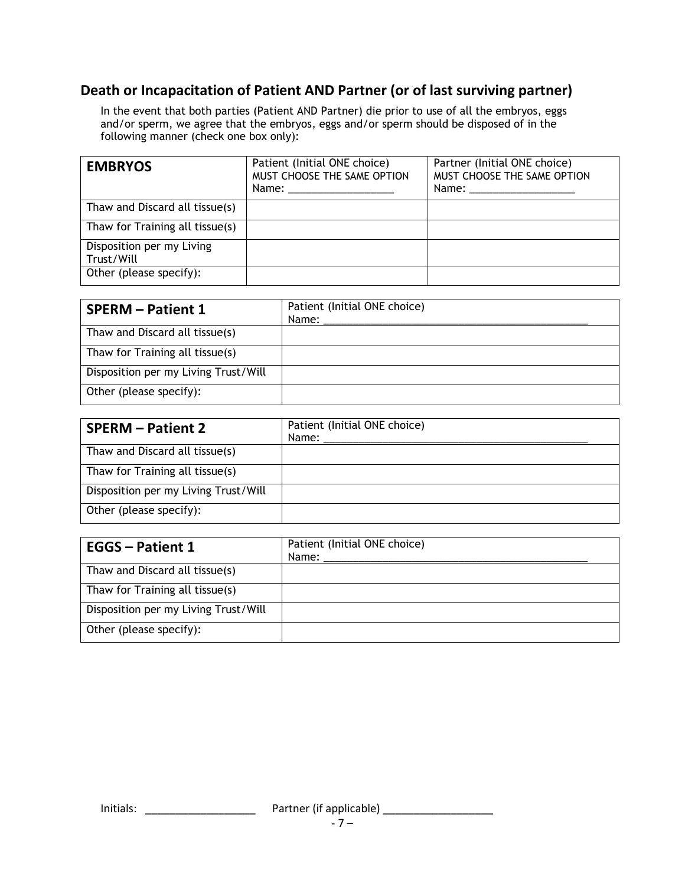## Death or Incapacitation of Patient AND Partner (or of last surviving partner)

In the event that both parties (Patient AND Partner) die prior to use of all the embryos, eggs and/or sperm, we agree that the embryos, eggs and/or sperm should be disposed of in the following manner (check one box only):

| **EMBRYOS** | Patient (Initial ONE choice) MUST CHOOSE THE SAME OPTION Name: ___________________ | Partner (Initial ONE choice) MUST CHOOSE THE SAME OPTION Name: ___________________ |
|---|---|---|
| Thaw and Discard all tissue(s) | | |
| Thaw for Training all tissue(s) | | |
| Disposition per my Living Trust/Will | | |
| Other (please specify): | | |

| **SPERM – Patient 1** | Patient (Initial ONE choice) Name: ___________________________________________ |
|---|---|
| Thaw and Discard all tissue(s) | |
| Thaw for Training all tissue(s) | |
| Disposition per my Living Trust/Will | |
| Other (please specify): | |

| **SPERM – Patient 2** | Patient (Initial ONE choice) Name: ___________________________________________ |
|---|---|
| Thaw and Discard all tissue(s) | |
| Thaw for Training all tissue(s) | |
| Disposition per my Living Trust/Will | |
| Other (please specify): | |

| **EGGS – Patient 1** | Patient (Initial ONE choice) Name: ___________________________________________ |
|---|---|
| Thaw and Discard all tissue(s) | |
| Thaw for Training all tissue(s) | |
| Disposition per my Living Trust/Will | |
| Other (please specify): | |

Initials: ___________________ Partner (if applicable) ___________________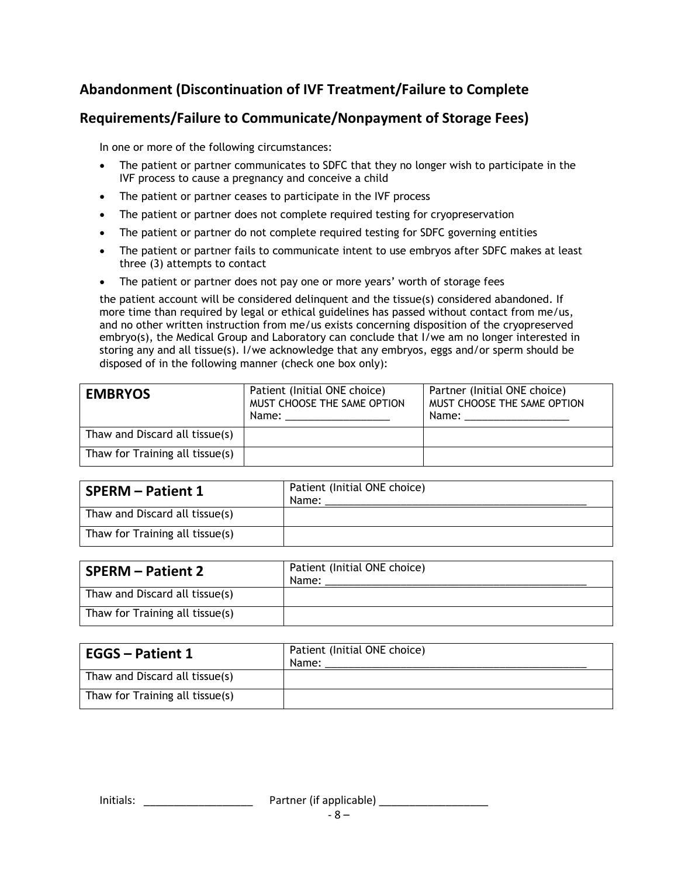## Abandonment (Discontinuation of IVF Treatment/Failure to Complete Requirements/Failure to Communicate/Nonpayment of Storage Fees)

In one or more of the following circumstances:

- The patient or partner communicates to SDFC that they no longer wish to participate in the IVF process to cause a pregnancy and conceive a child
- The patient or partner ceases to participate in the IVF process
- The patient or partner does not complete required testing for cryopreservation
- The patient or partner do not complete required testing for SDFC governing entities
- The patient or partner fails to communicate intent to use embryos after SDFC makes at least three (3) attempts to contact
- The patient or partner does not pay one or more years' worth of storage fees

the patient account will be considered delinquent and the tissue(s) considered abandoned. If more time than required by legal or ethical guidelines has passed without contact from me/us, and no other written instruction from me/us exists concerning disposition of the cryopreserved embryo(s), the Medical Group and Laboratory can conclude that I/we am no longer interested in storing any and all tissue(s). I/we acknowledge that any embryos, eggs and/or sperm should be disposed of in the following manner (check one box only):

| **EMBRYOS** | Patient (Initial ONE choice) MUST CHOOSE THE SAME OPTION Name: __________________ | Partner (Initial ONE choice) MUST CHOOSE THE SAME OPTION Name: __________________ |
|---|---|---|
| Thaw and Discard all tissue(s) | | |
| Thaw for Training all tissue(s) | | |

| **SPERM – Patient 1** | Patient (Initial ONE choice) Name: ______________________________________________ |
|---|---|
| Thaw and Discard all tissue(s) | |
| Thaw for Training all tissue(s) | |

| **SPERM – Patient 2** | Patient (Initial ONE choice) Name: ______________________________________________ |
|---|---|
| Thaw and Discard all tissue(s) | |
| Thaw for Training all tissue(s) | |

| **EGGS – Patient 1** | Patient (Initial ONE choice) Name: ______________________________________________ |
|---|---|
| Thaw and Discard all tissue(s) | |
| Thaw for Training all tissue(s) | |

Initials: ___________________ Partner (if applicable) ___________________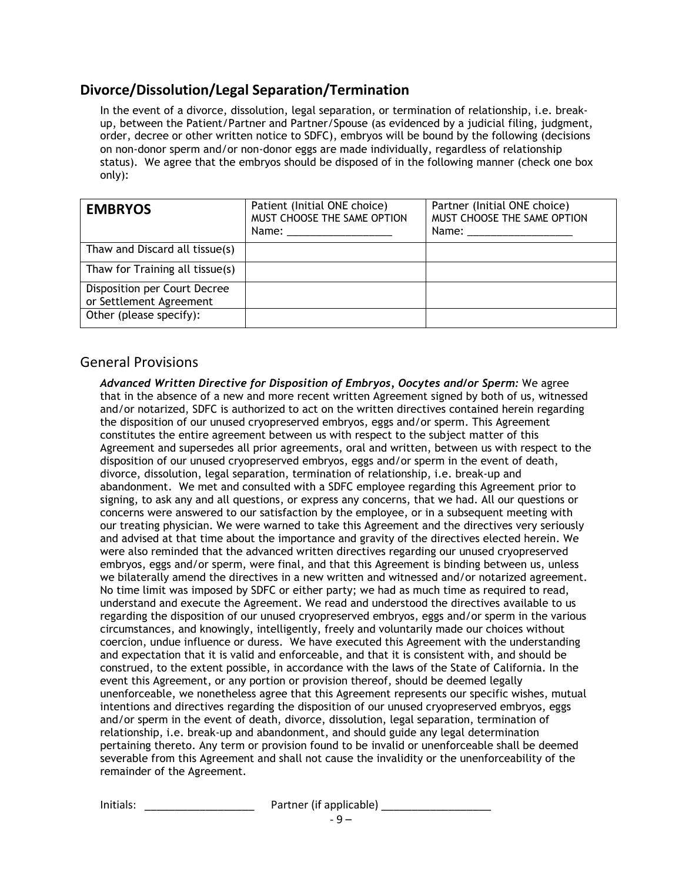## Divorce/Dissolution/Legal Separation/Termination

In the event of a divorce, dissolution, legal separation, or termination of relationship, i.e. break-up, between the Patient/Partner and Partner/Spouse (as evidenced by a judicial filing, judgment, order, decree or other written notice to SDFC), embryos will be bound by the following (decisions on non-donor sperm and/or non-donor eggs are made individually, regardless of relationship status). We agree that the embryos should be disposed of in the following manner (check one box only):

| EMBRYOS | Patient (Initial ONE choice) MUST CHOOSE THE SAME OPTION Name: ___________________ | Partner (Initial ONE choice) MUST CHOOSE THE SAME OPTION Name: ___________________ |
|---|---|---|
| Thaw and Discard all tissue(s) | | |
| Thaw for Training all tissue(s) | | |
| Disposition per Court Decree or Settlement Agreement | | |
| Other (please specify): | | |

## General Provisions

***Advanced Written Directive for Disposition of Embryos, Oocytes and/or Sperm:*** We agree that in the absence of a new and more recent written Agreement signed by both of us, witnessed and/or notarized, SDFC is authorized to act on the written directives contained herein regarding the disposition of our unused cryopreserved embryos, eggs and/or sperm. This Agreement constitutes the entire agreement between us with respect to the subject matter of this Agreement and supersedes all prior agreements, oral and written, between us with respect to the disposition of our unused cryopreserved embryos, eggs and/or sperm in the event of death, divorce, dissolution, legal separation, termination of relationship, i.e. break-up and abandonment. We met and consulted with a SDFC employee regarding this Agreement prior to signing, to ask any and all questions, or express any concerns, that we had. All our questions or concerns were answered to our satisfaction by the employee, or in a subsequent meeting with our treating physician. We were warned to take this Agreement and the directives very seriously and advised at that time about the importance and gravity of the directives elected herein. We were also reminded that the advanced written directives regarding our unused cryopreserved embryos, eggs and/or sperm, were final, and that this Agreement is binding between us, unless we bilaterally amend the directives in a new written and witnessed and/or notarized agreement. No time limit was imposed by SDFC or either party; we had as much time as required to read, understand and execute the Agreement. We read and understood the directives available to us regarding the disposition of our unused cryopreserved embryos, eggs and/or sperm in the various circumstances, and knowingly, intelligently, freely and voluntarily made our choices without coercion, undue influence or duress. We have executed this Agreement with the understanding and expectation that it is valid and enforceable, and that it is consistent with, and should be construed, to the extent possible, in accordance with the laws of the State of California. In the event this Agreement, or any portion or provision thereof, should be deemed legally unenforceable, we nonetheless agree that this Agreement represents our specific wishes, mutual intentions and directives regarding the disposition of our unused cryopreserved embryos, eggs and/or sperm in the event of death, divorce, dissolution, legal separation, termination of relationship, i.e. break-up and abandonment, and should guide any legal determination pertaining thereto. Any term or provision found to be invalid or unenforceable shall be deemed severable from this Agreement and shall not cause the invalidity or the unenforceability of the remainder of the Agreement.

Initials: ___________________ Partner (if applicable) ___________________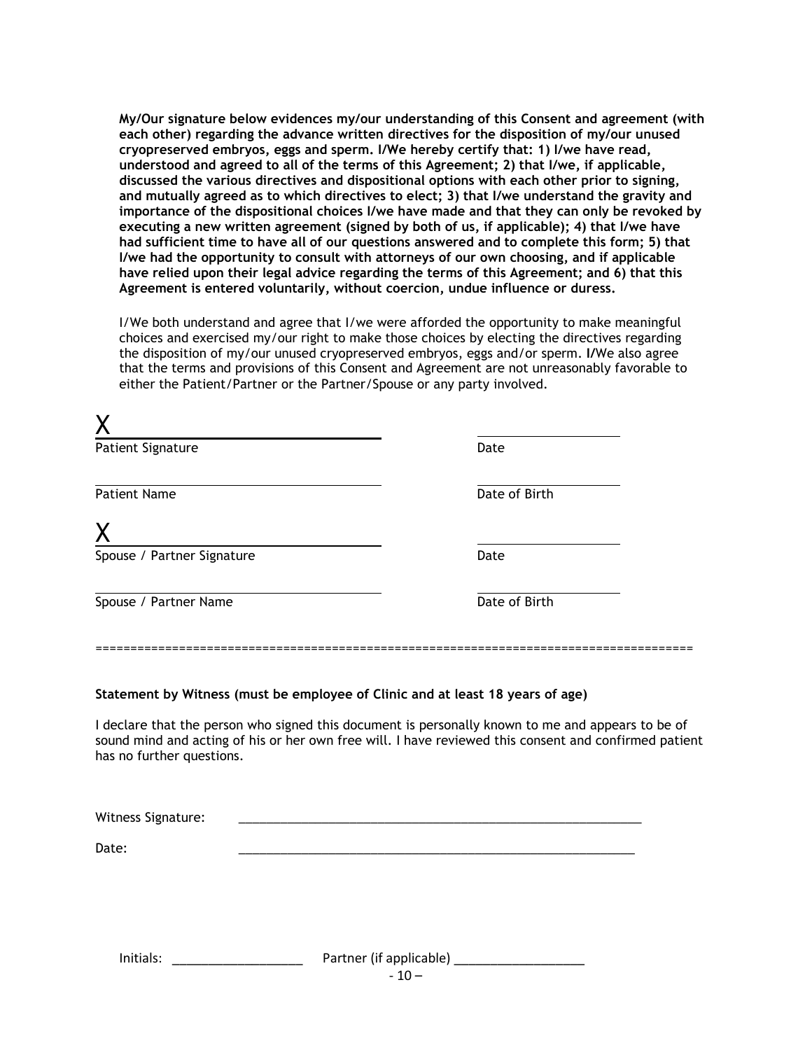**My/Our signature below evidences my/our understanding of this Consent and agreement (with each other) regarding the advance written directives for the disposition of my/our unused cryopreserved embryos, eggs and sperm. I/We hereby certify that: 1) I/we have read, understood and agreed to all of the terms of this Agreement; 2) that I/we, if applicable, discussed the various directives and dispositional options with each other prior to signing, and mutually agreed as to which directives to elect; 3) that I/we understand the gravity and importance of the dispositional choices I/we have made and that they can only be revoked by executing a new written agreement (signed by both of us, if applicable); 4) that I/we have had sufficient time to have all of our questions answered and to complete this form; 5) that I/we had the opportunity to consult with attorneys of our own choosing, and if applicable have relied upon their legal advice regarding the terms of this Agreement; and 6) that this Agreement is entered voluntarily, without coercion, undue influence or duress.**

I/We both understand and agree that I/we were afforded the opportunity to make meaningful choices and exercised my/our right to make those choices by electing the directives regarding the disposition of my/our unused cryopreserved embryos, eggs and/or sperm. I/We also agree that the terms and provisions of this Consent and Agreement are not unreasonably favorable to either the Patient/Partner or the Partner/Spouse or any party involved.

X ______________________________ ____________________
Patient Signature Date

______________________________ ____________________
Patient Name Date of Birth

X ______________________________ ____________________
Spouse / Partner Signature Date

______________________________ ____________________
Spouse / Partner Name Date of Birth

====================================================================================

**Statement by Witness (must be employee of Clinic and at least 18 years of age)**

I declare that the person who signed this document is personally known to me and appears to be of sound mind and acting of his or her own free will. I have reviewed this consent and confirmed patient has no further questions.

Witness Signature: ____________________________________________________________

Date: ____________________________________________________________

Initials: ___________________ Partner (if applicable) ___________________